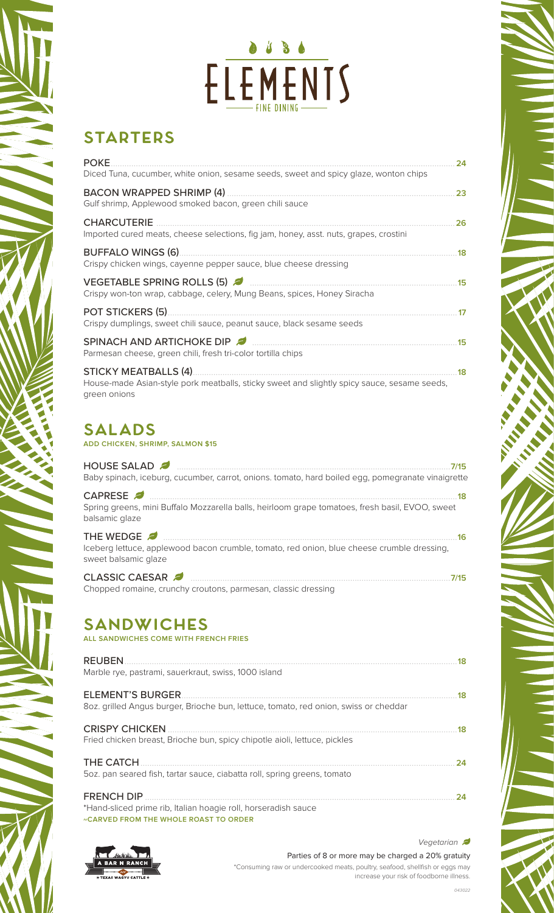# ELEMENTS

FINE DINING

## STARTERS

**POKE** ........ 24
Diced Tuna, cucumber, white onion, sesame seeds, sweet and spicy glaze, wonton chips

**BACON WRAPPED SHRIMP (4)** ........ 23
Gulf shrimp, Applewood smoked bacon, green chili sauce

**CHARCUTERIE** ........ 26
Imported cured meats, cheese selections, fig jam, honey, asst. nuts, grapes, crostini

**BUFFALO WINGS (6)** ........ 18
Crispy chicken wings, cayenne pepper sauce, blue cheese dressing

**VEGETABLE SPRING ROLLS (5)** 🍃 ........ 15
Crispy won-ton wrap, cabbage, celery, Mung Beans, spices, Honey Siracha

**POT STICKERS (5)** ........ 17
Crispy dumplings, sweet chili sauce, peanut sauce, black sesame seeds

**SPINACH AND ARTICHOKE DIP** 🍃 ........ 15
Parmesan cheese, green chili, fresh tri-color tortilla chips

**STICKY MEATBALLS (4)** ........ 18
House-made Asian-style pork meatballs, sticky sweet and slightly spicy sauce, sesame seeds, green onions

## SALADS

**ADD CHICKEN, SHRIMP, SALMON $15**

**HOUSE SALAD** 🍃 ........ 7/15
Baby spinach, iceburg, cucumber, carrot, onions. tomato, hard boiled egg, pomegranate vinaigrette

**CAPRESE** 🍃 ........ 18
Spring greens, mini Buffalo Mozzarella balls, heirloom grape tomatoes, fresh basil, EVOO, sweet balsamic glaze

**THE WEDGE** 🍃 ........ 16
Iceberg lettuce, applewood bacon crumble, tomato, red onion, blue cheese crumble dressing, sweet balsamic glaze

**CLASSIC CAESAR** 🍃 ........ 7/15
Chopped romaine, crunchy croutons, parmesan, classic dressing

## SANDWICHES

**ALL SANDWICHES COME WITH FRENCH FRIES**

**REUBEN** ........ 18
Marble rye, pastrami, sauerkraut, swiss, 1000 island

**ELEMENT'S BURGER** ........ 18
8oz. grilled Angus burger, Brioche bun, lettuce, tomato, red onion, swiss or cheddar

**CRISPY CHICKEN** ........ 18
Fried chicken breast, Brioche bun, spicy chipotle aioli, lettuce, pickles

**THE CATCH** ........ 24
5oz. pan seared fish, tartar sauce, ciabatta roll, spring greens, tomato

**FRENCH DIP** ........ 24
*Hand-sliced prime rib, Italian hoagie roll, horseradish sauce
**~CARVED FROM THE WHOLE ROAST TO ORDER**

A BAR N RANCH
★ TEXAS WAGYU CATTLE ★

*Vegetarian* 🍃

Parties of 8 or more may be charged a 20% gratuity

*Consuming raw or undercooked meats, poultry, seafood, shellfish or eggs may increase your risk of foodborne illness.

043022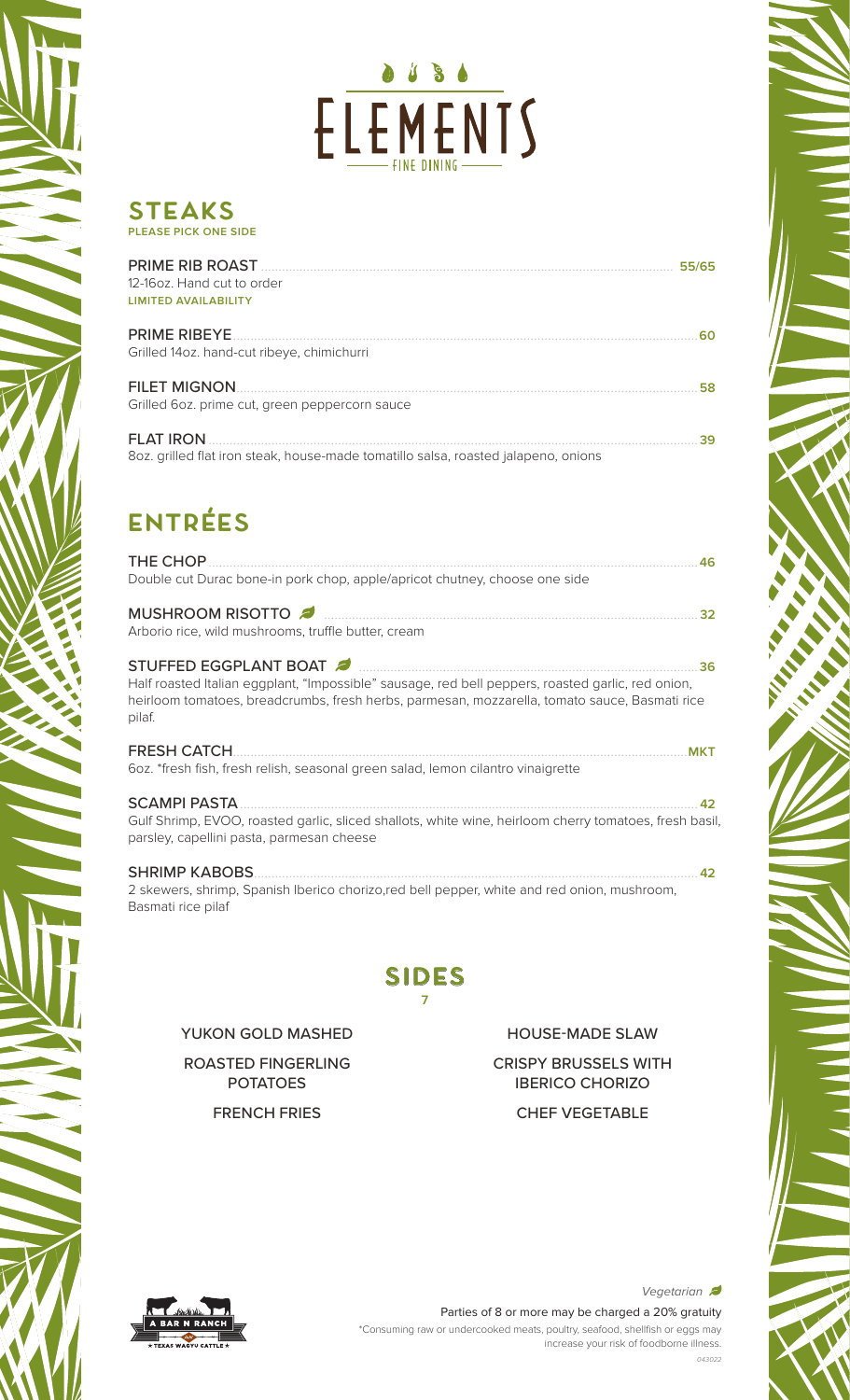# ELEMENTS

FINE DINING

## STEAKS

PLEASE PICK ONE SIDE

**PRIME RIB ROAST** ........ 55/65
12-16oz. Hand cut to order
LIMITED AVAILABILITY

**PRIME RIBEYE** ........ 60
Grilled 14oz. hand-cut ribeye, chimichurri

**FILET MIGNON** ........ 58
Grilled 6oz. prime cut, green peppercorn sauce

**FLAT IRON** ........ 39
8oz. grilled flat iron steak, house-made tomatillo salsa, roasted jalapeno, onions

## ENTRÉES

**THE CHOP** ........ 46
Double cut Durac bone-in pork chop, apple/apricot chutney, choose one side

**MUSHROOM RISOTTO** (Vegetarian) ........ 32
Arborio rice, wild mushrooms, truffle butter, cream

**STUFFED EGGPLANT BOAT** (Vegetarian) ........ 36
Half roasted Italian eggplant, "Impossible" sausage, red bell peppers, roasted garlic, red onion, heirloom tomatoes, breadcrumbs, fresh herbs, parmesan, mozzarella, tomato sauce, Basmati rice pilaf.

**FRESH CATCH** ........ MKT
6oz. *fresh fish, fresh relish, seasonal green salad, lemon cilantro vinaigrette

**SCAMPI PASTA** ........ 42
Gulf Shrimp, EVOO, roasted garlic, sliced shallots, white wine, heirloom cherry tomatoes, fresh basil, parsley, capellini pasta, parmesan cheese

**SHRIMP KABOBS** ........ 42
2 skewers, shrimp, Spanish Iberico chorizo,red bell pepper, white and red onion, mushroom, Basmati rice pilaf

## SIDES

7

YUKON GOLD MASHED

ROASTED FINGERLING POTATOES

FRENCH FRIES

HOUSE-MADE SLAW

CRISPY BRUSSELS WITH IBERICO CHORIZO

CHEF VEGETABLE

A BAR N RANCH
★ TEXAS WAGYU CATTLE ★

*Vegetarian*

Parties of 8 or more may be charged a 20% gratuity

*Consuming raw or undercooked meats, poultry, seafood, shellfish or eggs may increase your risk of foodborne illness.

*043022*